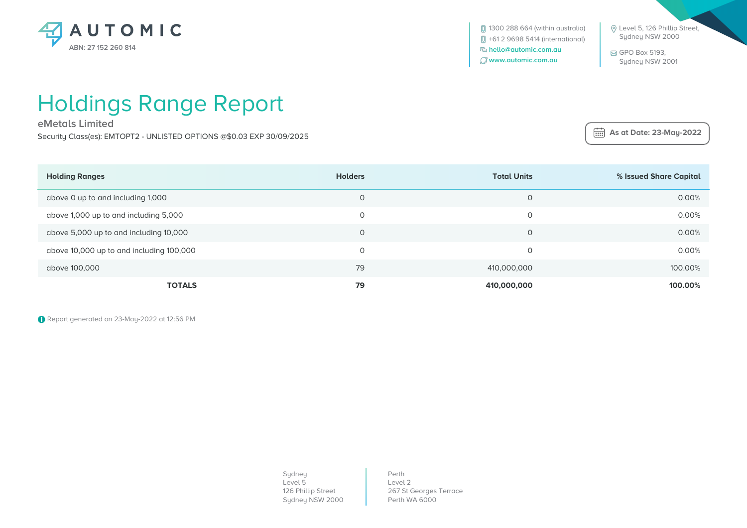AUTOMIC

ABN: 27 152 260 814

1300 288 664 (within australia)
+61 2 9698 5414 (international)
hello@automic.com.au
www.automic.com.au

Level 5, 126 Phillip Street,
Sydney NSW 2000

GPO Box 5193,
Sydney NSW 2001

# Holdings Range Report

## eMetals Limited

Security Class(es): EMTOPT2 - UNLISTED OPTIONS @$0.03 EXP 30/09/2025

**As at Date: 23-May-2022**

| Holding Ranges | Holders | Total Units | % Issued Share Capital |
|---|---|---|---|
| above 0 up to and including 1,000 | 0 | 0 | 0.00% |
| above 1,000 up to and including 5,000 | 0 | 0 | 0.00% |
| above 5,000 up to and including 10,000 | 0 | 0 | 0.00% |
| above 10,000 up to and including 100,000 | 0 | 0 | 0.00% |
| above 100,000 | 79 | 410,000,000 | 100.00% |
| **TOTALS** | **79** | **410,000,000** | **100.00%** |

Report generated on 23-May-2022 at 12:56 PM

Sydney
Level 5
126 Phillip Street
Sydney NSW 2000

Perth
Level 2
267 St Georges Terrace
Perth WA 6000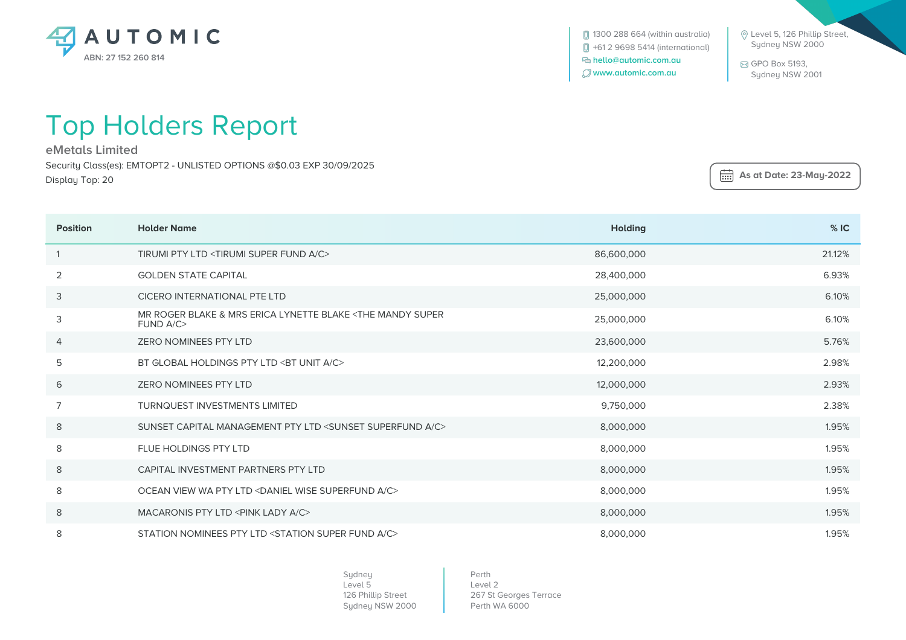AUTOMIC

ABN: 27 152 260 814

1300 288 664 (within australia)
+61 2 9698 5414 (international)
hello@automic.com.au
www.automic.com.au

Level 5, 126 Phillip Street,
Sydney NSW 2000

GPO Box 5193,
Sydney NSW 2001

# Top Holders Report

## eMetals Limited

Security Class(es): EMTOPT2 - UNLISTED OPTIONS @$0.03 EXP 30/09/2025

Display Top: 20

As at Date: 23-May-2022

| Position | Holder Name | Holding | % IC |
|---|---|---|---|
| 1 | TIRUMI PTY LTD <TIRUMI SUPER FUND A/C> | 86,600,000 | 21.12% |
| 2 | GOLDEN STATE CAPITAL | 28,400,000 | 6.93% |
| 3 | CICERO INTERNATIONAL PTE LTD | 25,000,000 | 6.10% |
| 3 | MR ROGER BLAKE & MRS ERICA LYNETTE BLAKE <THE MANDY SUPER FUND A/C> | 25,000,000 | 6.10% |
| 4 | ZERO NOMINEES PTY LTD | 23,600,000 | 5.76% |
| 5 | BT GLOBAL HOLDINGS PTY LTD <BT UNIT A/C> | 12,200,000 | 2.98% |
| 6 | ZERO NOMINEES PTY LTD | 12,000,000 | 2.93% |
| 7 | TURNQUEST INVESTMENTS LIMITED | 9,750,000 | 2.38% |
| 8 | SUNSET CAPITAL MANAGEMENT PTY LTD <SUNSET SUPERFUND A/C> | 8,000,000 | 1.95% |
| 8 | FLUE HOLDINGS PTY LTD | 8,000,000 | 1.95% |
| 8 | CAPITAL INVESTMENT PARTNERS PTY LTD | 8,000,000 | 1.95% |
| 8 | OCEAN VIEW WA PTY LTD <DANIEL WISE SUPERFUND A/C> | 8,000,000 | 1.95% |
| 8 | MACARONIS PTY LTD <PINK LADY A/C> | 8,000,000 | 1.95% |
| 8 | STATION NOMINEES PTY LTD <STATION SUPER FUND A/C> | 8,000,000 | 1.95% |

Sydney
Level 5
126 Phillip Street
Sydney NSW 2000

Perth
Level 2
267 St Georges Terrace
Perth WA 6000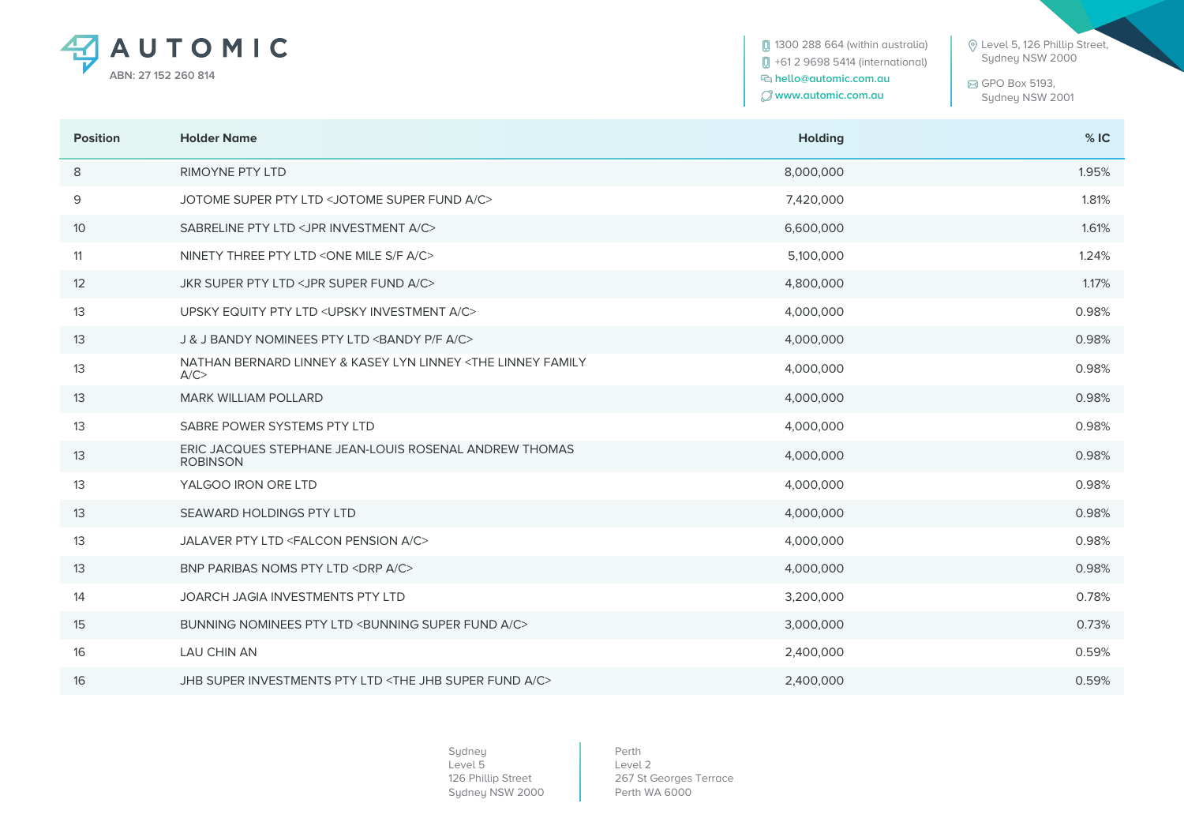| Position | Holder Name | Holding | % IC |
|---|---|---|---|
| 8 | RIMOYNE PTY LTD | 8,000,000 | 1.95% |
| 9 | JOTOME SUPER PTY LTD <JOTOME SUPER FUND A/C> | 7,420,000 | 1.81% |
| 10 | SABRELINE PTY LTD <JPR INVESTMENT A/C> | 6,600,000 | 1.61% |
| 11 | NINETY THREE PTY LTD <ONE MILE S/F A/C> | 5,100,000 | 1.24% |
| 12 | JKR SUPER PTY LTD <JPR SUPER FUND A/C> | 4,800,000 | 1.17% |
| 13 | UPSKY EQUITY PTY LTD <UPSKY INVESTMENT A/C> | 4,000,000 | 0.98% |
| 13 | J & J BANDY NOMINEES PTY LTD <BANDY P/F A/C> | 4,000,000 | 0.98% |
| 13 | NATHAN BERNARD LINNEY & KASEY LYN LINNEY <THE LINNEY FAMILY A/C> | 4,000,000 | 0.98% |
| 13 | MARK WILLIAM POLLARD | 4,000,000 | 0.98% |
| 13 | SABRE POWER SYSTEMS PTY LTD | 4,000,000 | 0.98% |
| 13 | ERIC JACQUES STEPHANE JEAN-LOUIS ROSENAL ANDREW THOMAS ROBINSON | 4,000,000 | 0.98% |
| 13 | YALGOO IRON ORE LTD | 4,000,000 | 0.98% |
| 13 | SEAWARD HOLDINGS PTY LTD | 4,000,000 | 0.98% |
| 13 | JALAVER PTY LTD <FALCON PENSION A/C> | 4,000,000 | 0.98% |
| 13 | BNP PARIBAS NOMS PTY LTD <DRP A/C> | 4,000,000 | 0.98% |
| 14 | JOARCH JAGIA INVESTMENTS PTY LTD | 3,200,000 | 0.78% |
| 15 | BUNNING NOMINEES PTY LTD <BUNNING SUPER FUND A/C> | 3,000,000 | 0.73% |
| 16 | LAU CHIN AN | 2,400,000 | 0.59% |
| 16 | JHB SUPER INVESTMENTS PTY LTD <THE JHB SUPER FUND A/C> | 2,400,000 | 0.59% |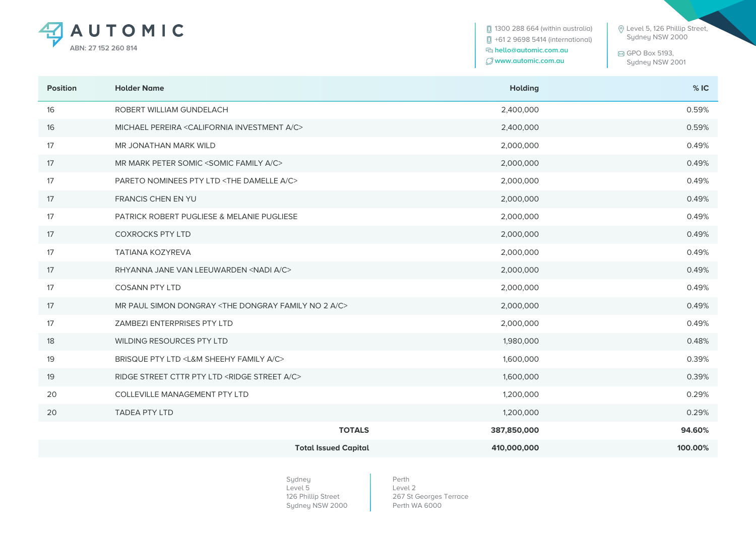| Position | Holder Name | Holding | % IC |
|---|---|---|---|
| 16 | ROBERT WILLIAM GUNDELACH | 2,400,000 | 0.59% |
| 16 | MICHAEL PEREIRA <CALIFORNIA INVESTMENT A/C> | 2,400,000 | 0.59% |
| 17 | MR JONATHAN MARK WILD | 2,000,000 | 0.49% |
| 17 | MR MARK PETER SOMIC <SOMIC FAMILY A/C> | 2,000,000 | 0.49% |
| 17 | PARETO NOMINEES PTY LTD <THE DAMELLE A/C> | 2,000,000 | 0.49% |
| 17 | FRANCIS CHEN EN YU | 2,000,000 | 0.49% |
| 17 | PATRICK ROBERT PUGLIESE & MELANIE PUGLIESE | 2,000,000 | 0.49% |
| 17 | COXROCKS PTY LTD | 2,000,000 | 0.49% |
| 17 | TATIANA KOZYREVA | 2,000,000 | 0.49% |
| 17 | RHYANNA JANE VAN LEEUWARDEN <NADI A/C> | 2,000,000 | 0.49% |
| 17 | COSANN PTY LTD | 2,000,000 | 0.49% |
| 17 | MR PAUL SIMON DONGRAY <THE DONGRAY FAMILY NO 2 A/C> | 2,000,000 | 0.49% |
| 17 | ZAMBEZI ENTERPRISES PTY LTD | 2,000,000 | 0.49% |
| 18 | WILDING RESOURCES PTY LTD | 1,980,000 | 0.48% |
| 19 | BRISQUE PTY LTD <L&M SHEEHY FAMILY A/C> | 1,600,000 | 0.39% |
| 19 | RIDGE STREET CTTR PTY LTD <RIDGE STREET A/C> | 1,600,000 | 0.39% |
| 20 | COLLEVILLE MANAGEMENT PTY LTD | 1,200,000 | 0.29% |
| 20 | TADEA PTY LTD | 1,200,000 | 0.29% |
| | **TOTALS** | **387,850,000** | **94.60%** |
| | **Total Issued Capital** | **410,000,000** | **100.00%** |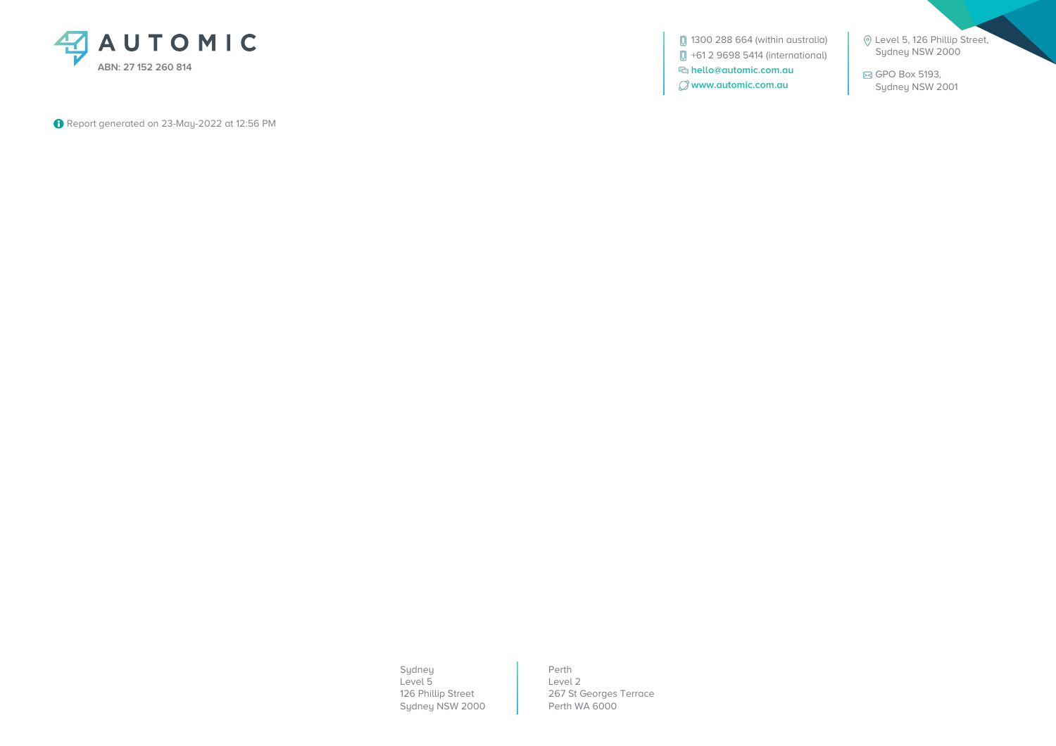AUTOMIC

ABN: 27 152 260 814

1300 288 664 (within australia)
+61 2 9698 5414 (international)
hello@automic.com.au
www.automic.com.au

Level 5, 126 Phillip Street,
Sydney NSW 2000

GPO Box 5193,
Sydney NSW 2001

Report generated on 23-May-2022 at 12:56 PM

Sydney
Level 5
126 Phillip Street
Sydney NSW 2000

Perth
Level 2
267 St Georges Terrace
Perth WA 6000